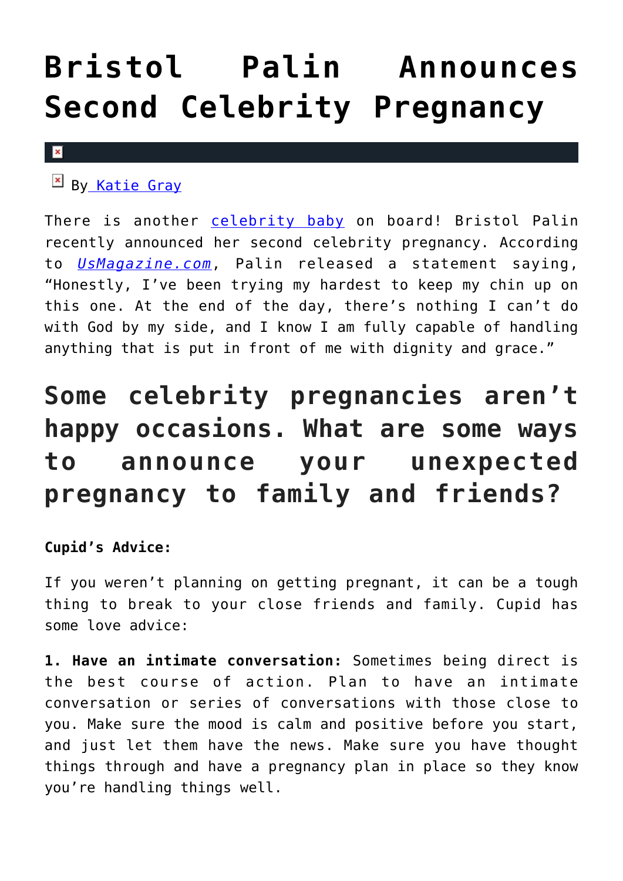# Bristol Palin Announces Second Celebrity Pregnancy

By [Katie Gray]

There is another [celebrity baby] on board! Bristol Palin recently announced her second celebrity pregnancy. According to *[UsMagazine.com]*, Palin released a statement saying, "Honestly, I've been trying my hardest to keep my chin up on this one. At the end of the day, there's nothing I can't do with God by my side, and I know I am fully capable of handling anything that is put in front of me with dignity and grace."

## Some celebrity pregnancies aren't happy occasions. What are some ways to announce your unexpected pregnancy to family and friends?

**Cupid's Advice:**

If you weren't planning on getting pregnant, it can be a tough thing to break to your close friends and family. Cupid has some love advice:

**1. Have an intimate conversation:** Sometimes being direct is the best course of action. Plan to have an intimate conversation or series of conversations with those close to you. Make sure the mood is calm and positive before you start, and just let them have the news. Make sure you have thought things through and have a pregnancy plan in place so they know you're handling things well.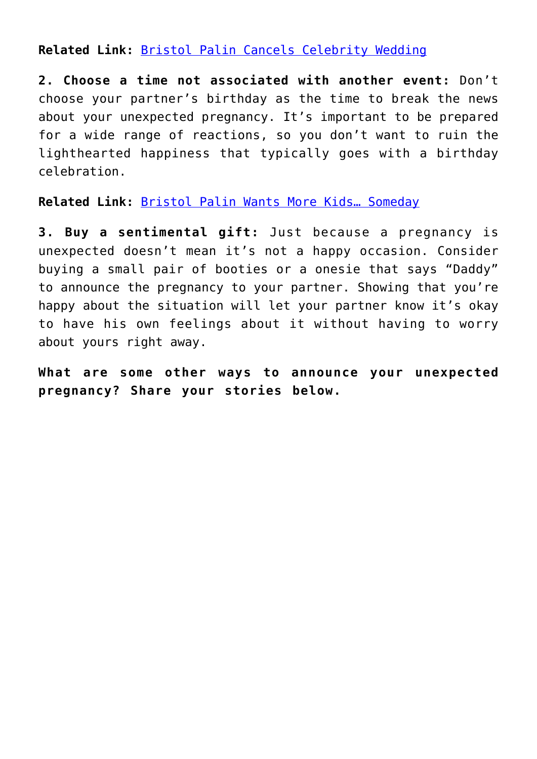**Related Link:** [Bristol Palin Cancels Celebrity Wedding]()

**2. Choose a time not associated with another event:** Don't choose your partner's birthday as the time to break the news about your unexpected pregnancy. It's important to be prepared for a wide range of reactions, so you don't want to ruin the lighthearted happiness that typically goes with a birthday celebration.

**Related Link:** [Bristol Palin Wants More Kids… Someday]()

**3. Buy a sentimental gift:** Just because a pregnancy is unexpected doesn't mean it's not a happy occasion. Consider buying a small pair of booties or a onesie that says "Daddy" to announce the pregnancy to your partner. Showing that you're happy about the situation will let your partner know it's okay to have his own feelings about it without having to worry about yours right away.

**What are some other ways to announce your unexpected pregnancy? Share your stories below.**